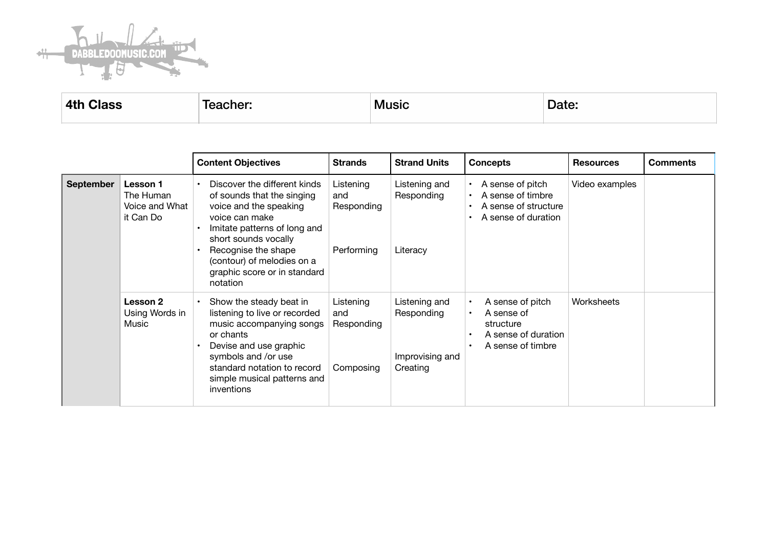| 4th Class | Teacher: | Music | Date: |
|---|---|---|---|

| | | Content Objectives | Strands | Strand Units | Concepts | Resources | Comments |
|---|---|---|---|---|---|---|---|
| **September** | **Lesson 1** The Human Voice and What it Can Do | • Discover the different kinds of sounds that the singing voice and the speaking voice can make<br>• Imitate patterns of long and short sounds vocally<br>• Recognise the shape (contour) of melodies on a graphic score or in standard notation | Listening and Responding<br><br>Performing | Listening and Responding<br><br>Literacy | • A sense of pitch<br>• A sense of timbre<br>• A sense of structure<br>• A sense of duration | Video examples | |
| | **Lesson 2** Using Words in Music | • Show the steady beat in listening to live or recorded music accompanying songs or chants<br>• Devise and use graphic symbols and /or use standard notation to record simple musical patterns and inventions | Listening and Responding<br><br>Composing | Listening and Responding<br><br>Improvising and Creating | • A sense of pitch<br>• A sense of structure<br>• A sense of duration<br>• A sense of timbre | Worksheets | |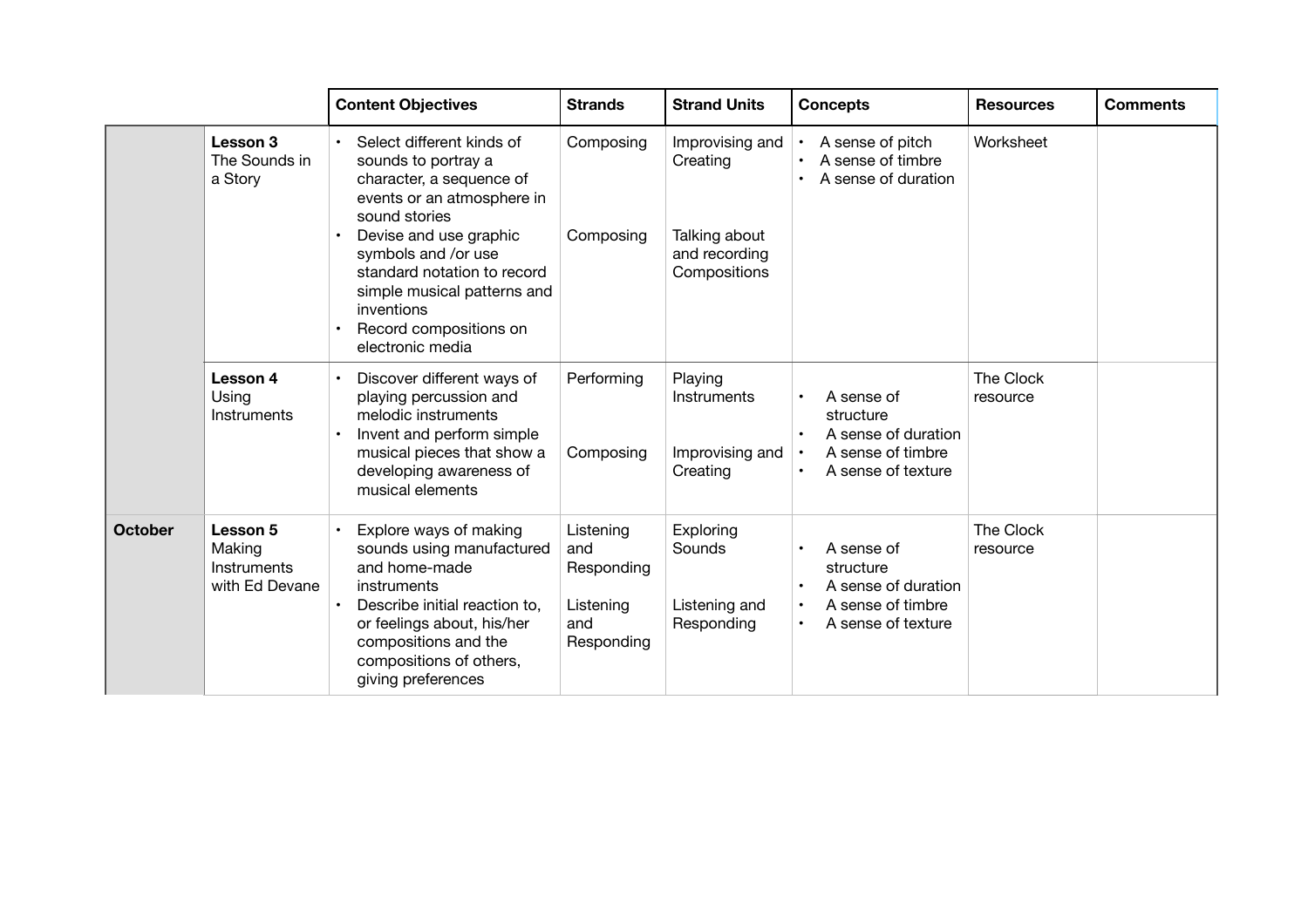| | | Content Objectives | Strands | Strand Units | Concepts | Resources | Comments |
|---|---|---|---|---|---|---|---|
| | **Lesson 3** The Sounds in a Story | • Select different kinds of sounds to portray a character, a sequence of events or an atmosphere in sound stories<br>• Devise and use graphic symbols and /or use standard notation to record simple musical patterns and inventions<br>• Record compositions on electronic media | Composing<br><br>Composing | Improvising and Creating<br><br>Talking about and recording Compositions | • A sense of pitch<br>• A sense of timbre<br>• A sense of duration | Worksheet | |
| | **Lesson 4** Using Instruments | • Discover different ways of playing percussion and melodic instruments<br>• Invent and perform simple musical pieces that show a developing awareness of musical elements | Performing<br><br>Composing | Playing Instruments<br><br>Improvising and Creating | • A sense of structure<br>• A sense of duration<br>• A sense of timbre<br>• A sense of texture | The Clock resource | |
| **October** | **Lesson 5** Making Instruments with Ed Devane | • Explore ways of making sounds using manufactured and home-made instruments<br>• Describe initial reaction to, or feelings about, his/her compositions and the compositions of others, giving preferences | Listening and Responding<br><br>Listening and Responding | Exploring Sounds<br><br>Listening and Responding | • A sense of structure<br>• A sense of duration<br>• A sense of timbre<br>• A sense of texture | The Clock resource | |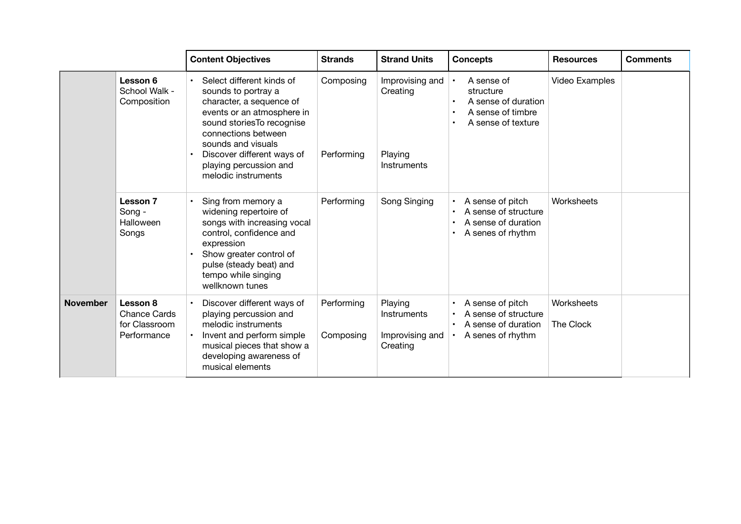| | | Content Objectives | Strands | Strand Units | Concepts | Resources | Comments |
|---|---|---|---|---|---|---|---|
| | **Lesson 6**<br>School Walk - Composition | • Select different kinds of sounds to portray a character, a sequence of events or an atmosphere in sound storiesTo recognise connections between sounds and visuals<br>• Discover different ways of playing percussion and melodic instruments | Composing<br><br>Performing | Improvising and Creating<br><br>Playing Instruments | • A sense of structure<br>• A sense of duration<br>• A sense of timbre<br>• A sense of texture | Video Examples | |
| | **Lesson 7**<br>Song - Halloween Songs | • Sing from memory a widening repertoire of songs with increasing vocal control, confidence and expression<br>• Show greater control of pulse (steady beat) and tempo while singing wellknown tunes | Performing | Song Singing | • A sense of pitch<br>• A sense of structure<br>• A sense of duration<br>• A senes of rhythm | Worksheets | |
| **November** | **Lesson 8**<br>Chance Cards for Classroom Performance | • Discover different ways of playing percussion and melodic instruments<br>• Invent and perform simple musical pieces that show a developing awareness of musical elements | Performing<br><br>Composing | Playing Instruments<br><br>Improvising and Creating | • A sense of pitch<br>• A sense of structure<br>• A sense of duration<br>• A senes of rhythm | Worksheets<br><br>The Clock | |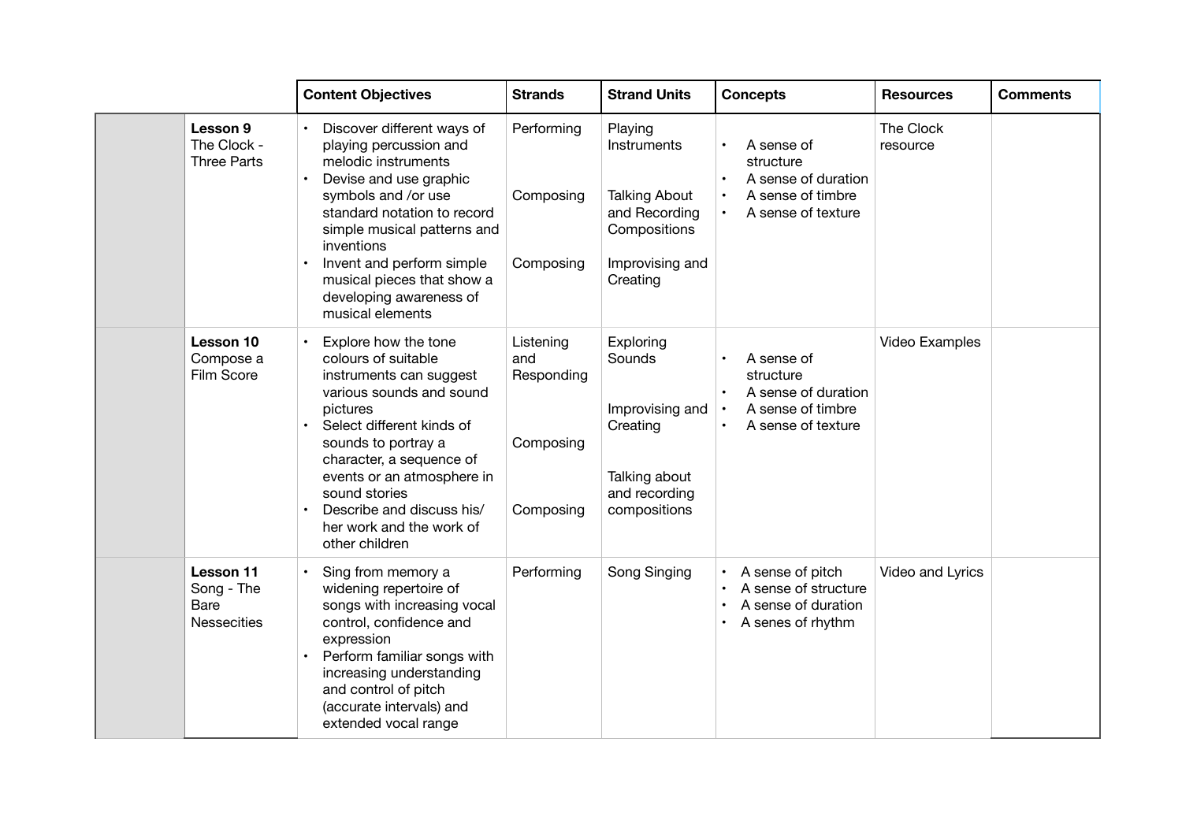| | | Content Objectives | Strands | Strand Units | Concepts | Resources | Comments |
|---|---|---|---|---|---|---|---|
| | **Lesson 9** The Clock - Three Parts | • Discover different ways of playing percussion and melodic instruments<br>• Devise and use graphic symbols and /or use standard notation to record simple musical patterns and inventions<br>• Invent and perform simple musical pieces that show a developing awareness of musical elements | Performing<br><br>Composing<br><br>Composing | Playing Instruments<br><br>Talking About and Recording Compositions<br><br>Improvising and Creating | • A sense of structure<br>• A sense of duration<br>• A sense of timbre<br>• A sense of texture | The Clock resource | |
| | **Lesson 10** Compose a Film Score | • Explore how the tone colours of suitable instruments can suggest various sounds and sound pictures<br>• Select different kinds of sounds to portray a character, a sequence of events or an atmosphere in sound stories<br>• Describe and discuss his/ her work and the work of other children | Listening and Responding<br><br>Composing<br><br>Composing | Exploring Sounds<br><br>Improvising and Creating<br><br>Talking about and recording compositions | • A sense of structure<br>• A sense of duration<br>• A sense of timbre<br>• A sense of texture | Video Examples | |
| | **Lesson 11** Song - The Bare Nessecities | • Sing from memory a widening repertoire of songs with increasing vocal control, confidence and expression<br>• Perform familiar songs with increasing understanding and control of pitch (accurate intervals) and extended vocal range | Performing | Song Singing | • A sense of pitch<br>• A sense of structure<br>• A sense of duration<br>• A senes of rhythm | Video and Lyrics | |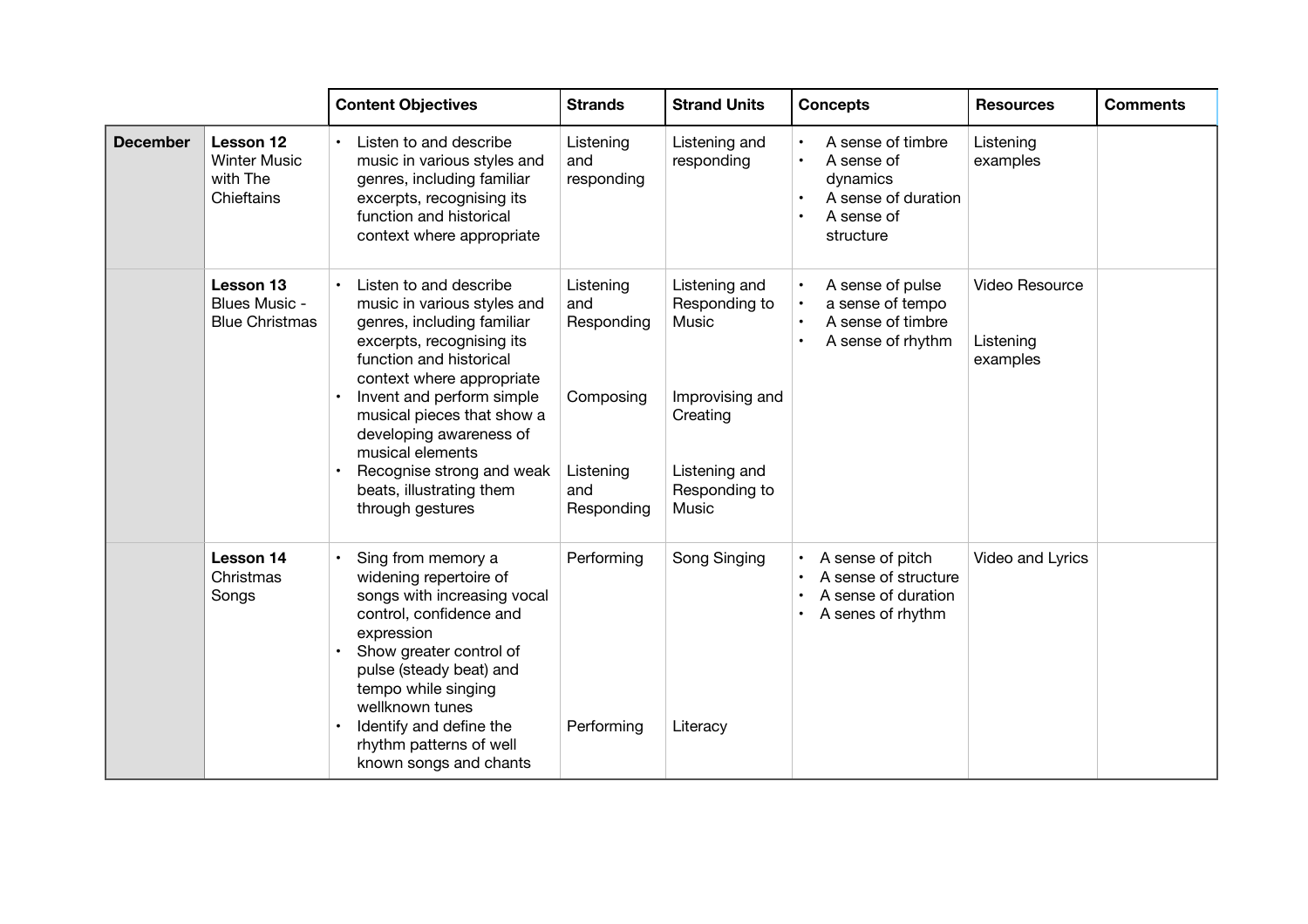| | | Content Objectives | Strands | Strand Units | Concepts | Resources | Comments |
|---|---|---|---|---|---|---|---|
| **December** | **Lesson 12** Winter Music with The Chieftains | • Listen to and describe music in various styles and genres, including familiar excerpts, recognising its function and historical context where appropriate | Listening and responding | Listening and responding | • A sense of timbre<br>• A sense of dynamics<br>• A sense of duration<br>• A sense of structure | Listening examples | |
| | **Lesson 13** Blues Music - Blue Christmas | • Listen to and describe music in various styles and genres, including familiar excerpts, recognising its function and historical context where appropriate<br>• Invent and perform simple musical pieces that show a developing awareness of musical elements<br>• Recognise strong and weak beats, illustrating them through gestures | Listening and Responding<br><br>Composing<br><br>Listening and Responding | Listening and Responding to Music<br><br>Improvising and Creating<br><br>Listening and Responding to Music | • A sense of pulse<br>• a sense of tempo<br>• A sense of timbre<br>• A sense of rhythm | Video Resource<br><br>Listening examples | |
| | **Lesson 14** Christmas Songs | • Sing from memory a widening repertoire of songs with increasing vocal control, confidence and expression<br>• Show greater control of pulse (steady beat) and tempo while singing wellknown tunes<br>• Identify and define the rhythm patterns of well known songs and chants | Performing<br><br>Performing | Song Singing<br><br>Literacy | • A sense of pitch<br>• A sense of structure<br>• A sense of duration<br>• A senes of rhythm | Video and Lyrics | |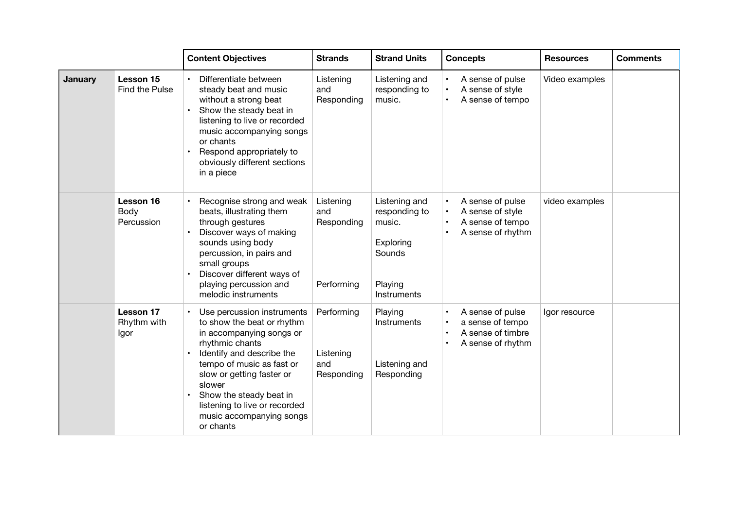| | | Content Objectives | Strands | Strand Units | Concepts | Resources | Comments |
|---|---|---|---|---|---|---|---|
| **January** | **Lesson 15** Find the Pulse | • Differentiate between steady beat and music without a strong beat<br>• Show the steady beat in listening to live or recorded music accompanying songs or chants<br>• Respond appropriately to obviously different sections in a piece | Listening and Responding | Listening and responding to music. | • A sense of pulse<br>• A sense of style<br>• A sense of tempo | Video examples | |
| | **Lesson 16** Body Percussion | • Recognise strong and weak beats, illustrating them through gestures<br>• Discover ways of making sounds using body percussion, in pairs and small groups<br>• Discover different ways of playing percussion and melodic instruments | Listening and Responding<br><br>Performing | Listening and responding to music.<br><br>Exploring Sounds<br><br>Playing Instruments | • A sense of pulse<br>• A sense of style<br>• A sense of tempo<br>• A sense of rhythm | video examples | |
| | **Lesson 17** Rhythm with Igor | • Use percussion instruments to show the beat or rhythm in accompanying songs or rhythmic chants<br>• Identify and describe the tempo of music as fast or slow or getting faster or slower<br>• Show the steady beat in listening to live or recorded music accompanying songs or chants | Performing<br><br>Listening and Responding | Playing Instruments<br><br>Listening and Responding | • A sense of pulse<br>• a sense of tempo<br>• A sense of timbre<br>• A sense of rhythm | Igor resource | |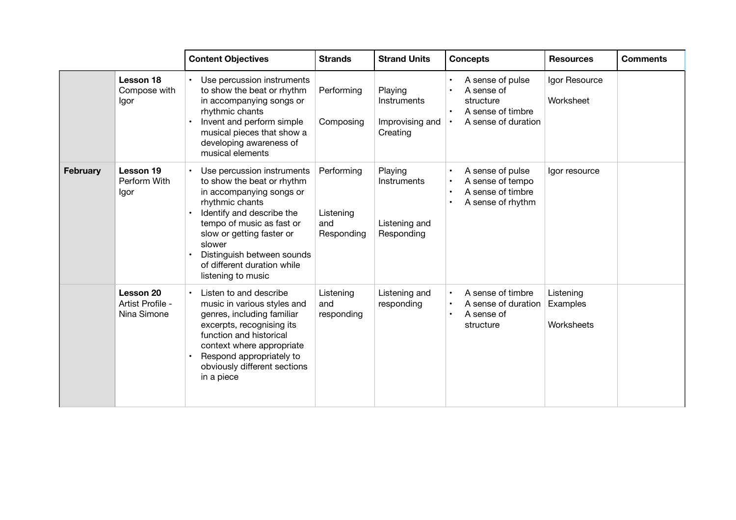| | | Content Objectives | Strands | Strand Units | Concepts | Resources | Comments |
|---|---|---|---|---|---|---|---|
| | **Lesson 18** Compose with Igor | • Use percussion instruments to show the beat or rhythm in accompanying songs or rhythmic chants<br>• Invent and perform simple musical pieces that show a developing awareness of musical elements | Performing<br><br>Composing | Playing Instruments<br><br>Improvising and Creating | • A sense of pulse<br>• A sense of structure<br>• A sense of timbre<br>• A sense of duration | Igor Resource<br><br>Worksheet | |
| **February** | **Lesson 19** Perform With Igor | • Use percussion instruments to show the beat or rhythm in accompanying songs or rhythmic chants<br>• Identify and describe the tempo of music as fast or slow or getting faster or slower<br>• Distinguish between sounds of different duration while listening to music | Performing<br><br>Listening and Responding | Playing Instruments<br><br>Listening and Responding | • A sense of pulse<br>• A sense of tempo<br>• A sense of timbre<br>• A sense of rhythm | Igor resource | |
| | **Lesson 20** Artist Profile - Nina Simone | • Listen to and describe music in various styles and genres, including familiar excerpts, recognising its function and historical context where appropriate<br>• Respond appropriately to obviously different sections in a piece | Listening and responding | Listening and responding | • A sense of timbre<br>• A sense of duration<br>• A sense of structure | Listening Examples<br><br>Worksheets | |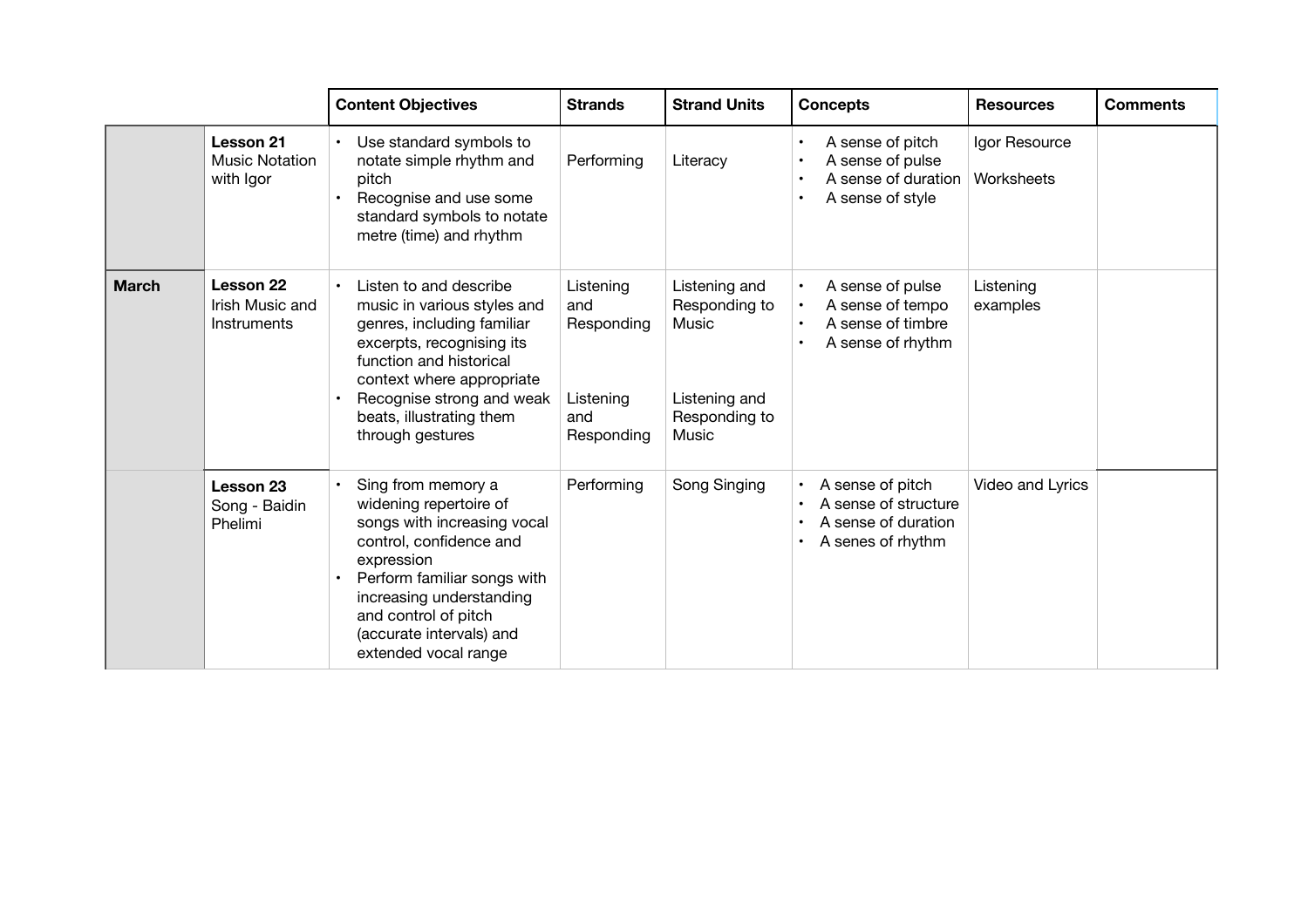| | | Content Objectives | Strands | Strand Units | Concepts | Resources | Comments |
|---|---|---|---|---|---|---|---|
| | **Lesson 21** Music Notation with Igor | • Use standard symbols to notate simple rhythm and pitch<br>• Recognise and use some standard symbols to notate metre (time) and rhythm | Performing | Literacy | • A sense of pitch<br>• A sense of pulse<br>• A sense of duration<br>• A sense of style | Igor Resource<br><br>Worksheets | |
| **March** | **Lesson 22** Irish Music and Instruments | • Listen to and describe music in various styles and genres, including familiar excerpts, recognising its function and historical context where appropriate<br>• Recognise strong and weak beats, illustrating them through gestures | Listening and Responding<br><br>Listening and Responding | Listening and Responding to Music<br><br>Listening and Responding to Music | • A sense of pulse<br>• A sense of tempo<br>• A sense of timbre<br>• A sense of rhythm | Listening examples | |
| | **Lesson 23** Song - Baidin Phelimi | • Sing from memory a widening repertoire of songs with increasing vocal control, confidence and expression<br>• Perform familiar songs with increasing understanding and control of pitch (accurate intervals) and extended vocal range | Performing | Song Singing | • A sense of pitch<br>• A sense of structure<br>• A sense of duration<br>• A senes of rhythm | Video and Lyrics | |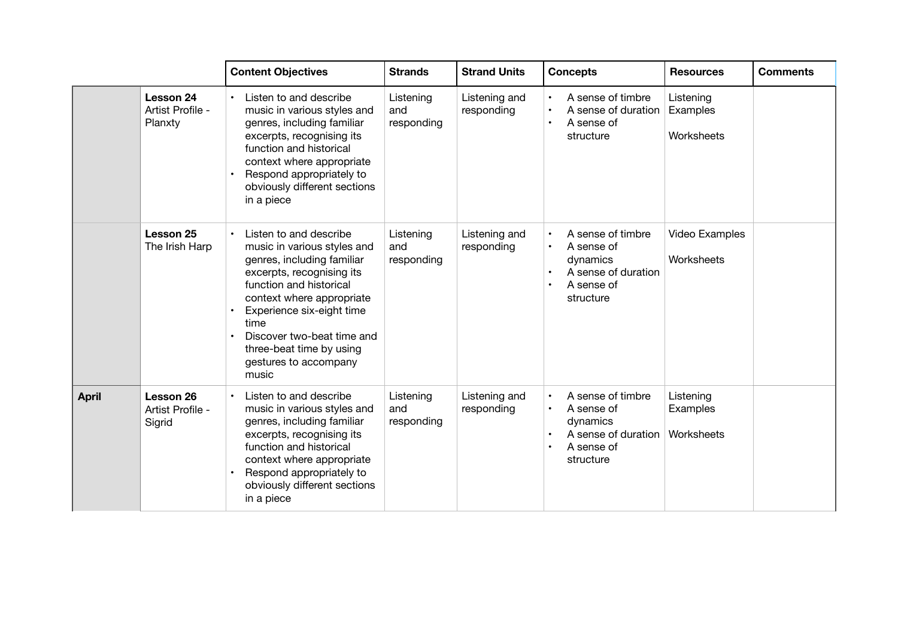| | | Content Objectives | Strands | Strand Units | Concepts | Resources | Comments |
|---|---|---|---|---|---|---|---|
| | **Lesson 24** Artist Profile - Planxty | • Listen to and describe music in various styles and genres, including familiar excerpts, recognising its function and historical context where appropriate<br>• Respond appropriately to obviously different sections in a piece | Listening and responding | Listening and responding | • A sense of timbre<br>• A sense of duration<br>• A sense of structure | Listening Examples<br><br>Worksheets | |
| | **Lesson 25** The Irish Harp | • Listen to and describe music in various styles and genres, including familiar excerpts, recognising its function and historical context where appropriate<br>• Experience six-eight time time<br>• Discover two-beat time and three-beat time by using gestures to accompany music | Listening and responding | Listening and responding | • A sense of timbre<br>• A sense of dynamics<br>• A sense of duration<br>• A sense of structure | Video Examples<br><br>Worksheets | |
| **April** | **Lesson 26** Artist Profile - Sigrid | • Listen to and describe music in various styles and genres, including familiar excerpts, recognising its function and historical context where appropriate<br>• Respond appropriately to obviously different sections in a piece | Listening and responding | Listening and responding | • A sense of timbre<br>• A sense of dynamics<br>• A sense of duration<br>• A sense of structure | Listening Examples<br><br>Worksheets | |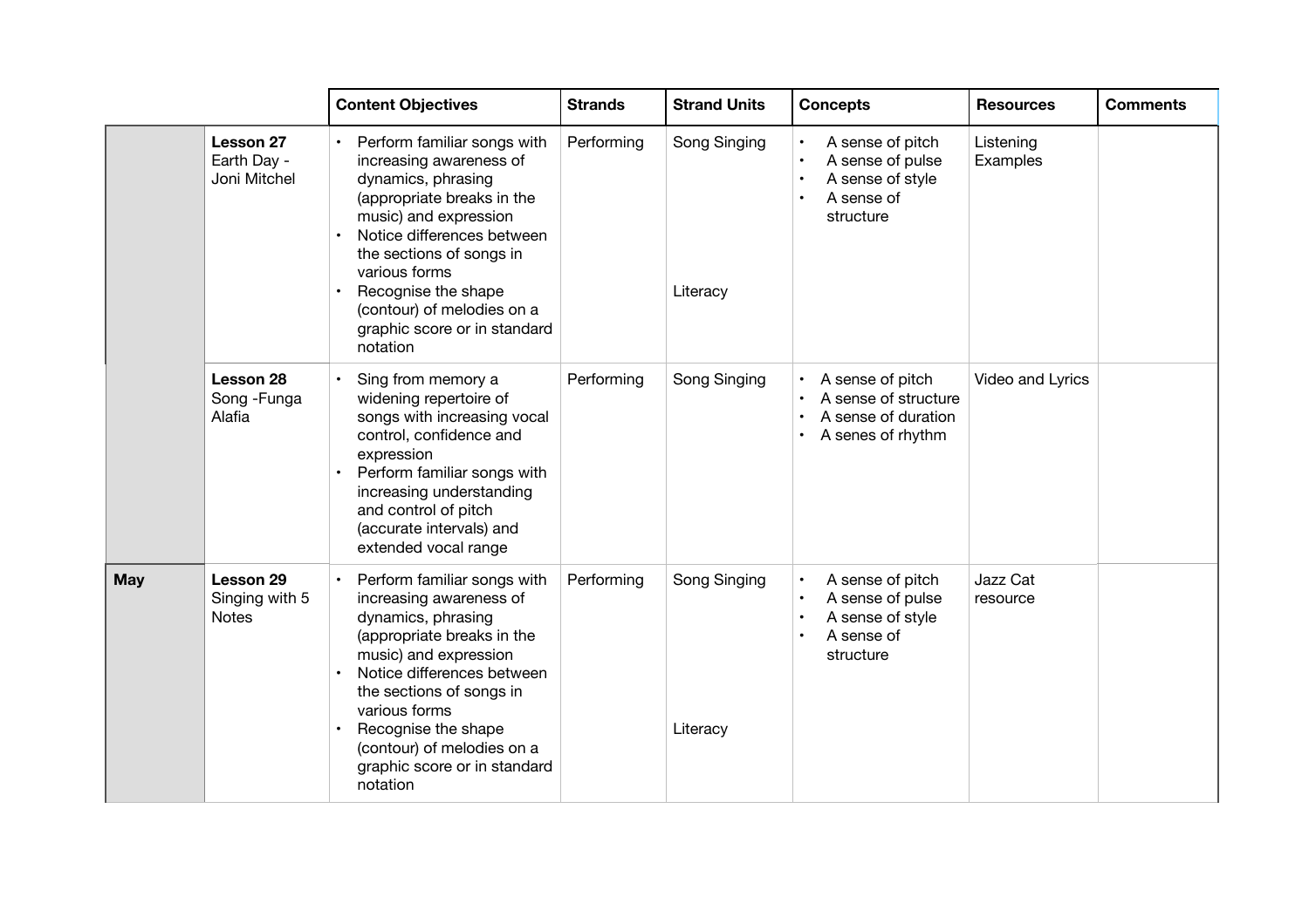| | | Content Objectives | Strands | Strand Units | Concepts | Resources | Comments |
|---|---|---|---|---|---|---|---|
| | **Lesson 27** Earth Day - Joni Mitchel | • Perform familiar songs with increasing awareness of dynamics, phrasing (appropriate breaks in the music) and expression<br>• Notice differences between the sections of songs in various forms<br>• Recognise the shape (contour) of melodies on a graphic score or in standard notation | Performing | Song Singing<br><br>Literacy | • A sense of pitch<br>• A sense of pulse<br>• A sense of style<br>• A sense of structure | Listening Examples | |
| | **Lesson 28** Song -Funga Alafia | • Sing from memory a widening repertoire of songs with increasing vocal control, confidence and expression<br>• Perform familiar songs with increasing understanding and control of pitch (accurate intervals) and extended vocal range | Performing | Song Singing | • A sense of pitch<br>• A sense of structure<br>• A sense of duration<br>• A senes of rhythm | Video and Lyrics | |
| **May** | **Lesson 29** Singing with 5 Notes | • Perform familiar songs with increasing awareness of dynamics, phrasing (appropriate breaks in the music) and expression<br>• Notice differences between the sections of songs in various forms<br>• Recognise the shape (contour) of melodies on a graphic score or in standard notation | Performing | Song Singing<br><br>Literacy | • A sense of pitch<br>• A sense of pulse<br>• A sense of style<br>• A sense of structure | Jazz Cat resource | |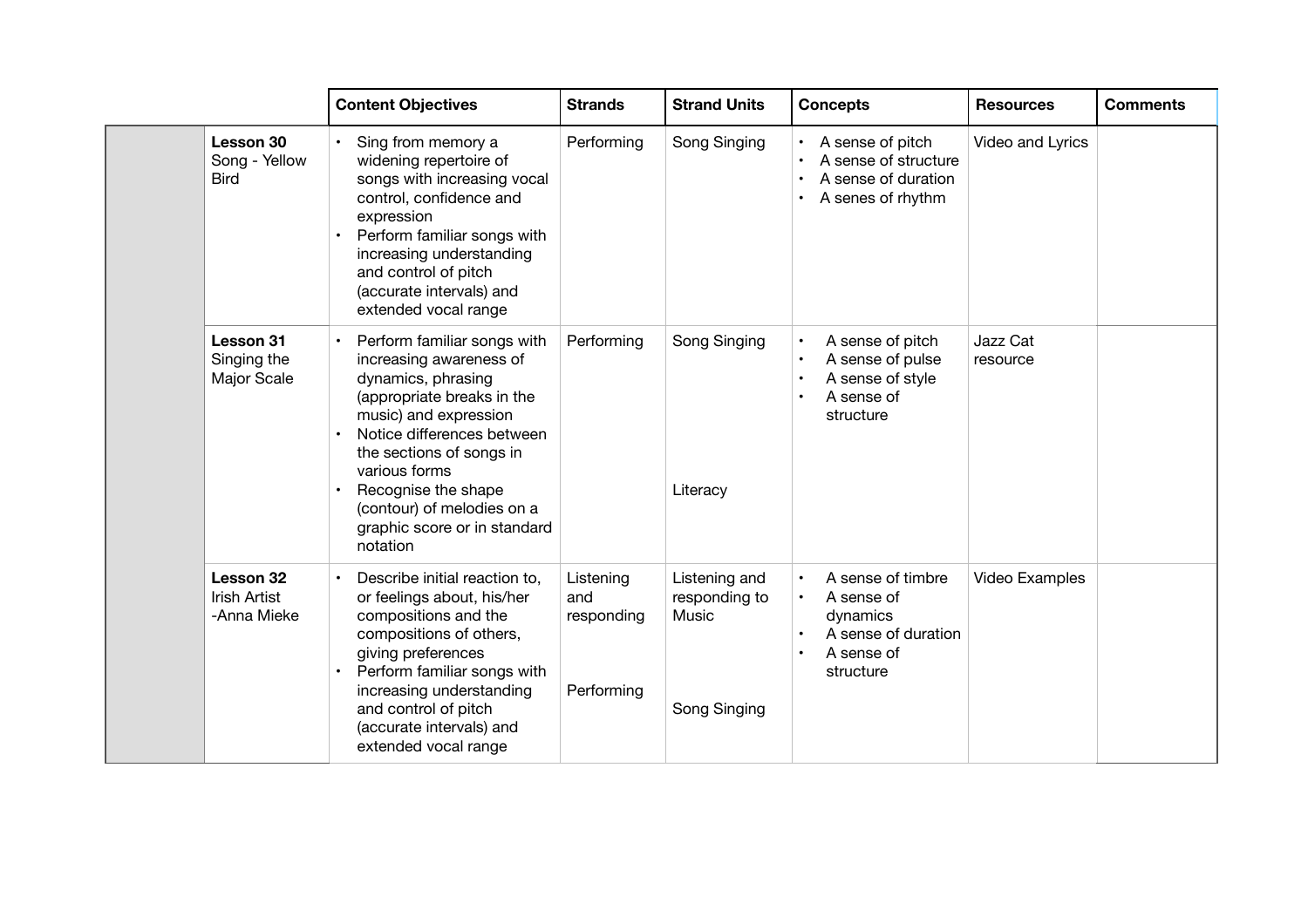| | Content Objectives | Strands | Strand Units | Concepts | Resources | Comments |
|---|---|---|---|---|---|---|
| **Lesson 30** Song - Yellow Bird | • Sing from memory a widening repertoire of songs with increasing vocal control, confidence and expression<br>• Perform familiar songs with increasing understanding and control of pitch (accurate intervals) and extended vocal range | Performing | Song Singing | • A sense of pitch<br>• A sense of structure<br>• A sense of duration<br>• A senes of rhythm | Video and Lyrics | |
| **Lesson 31** Singing the Major Scale | • Perform familiar songs with increasing awareness of dynamics, phrasing (appropriate breaks in the music) and expression<br>• Notice differences between the sections of songs in various forms<br>• Recognise the shape (contour) of melodies on a graphic score or in standard notation | Performing | Song Singing<br><br>Literacy | • A sense of pitch<br>• A sense of pulse<br>• A sense of style<br>• A sense of structure | Jazz Cat resource | |
| **Lesson 32** Irish Artist -Anna Mieke | • Describe initial reaction to, or feelings about, his/her compositions and the compositions of others, giving preferences<br>• Perform familiar songs with increasing understanding and control of pitch (accurate intervals) and extended vocal range | Listening and responding<br><br>Performing | Listening and responding to Music<br><br>Song Singing | • A sense of timbre<br>• A sense of dynamics<br>• A sense of duration<br>• A sense of structure | Video Examples | |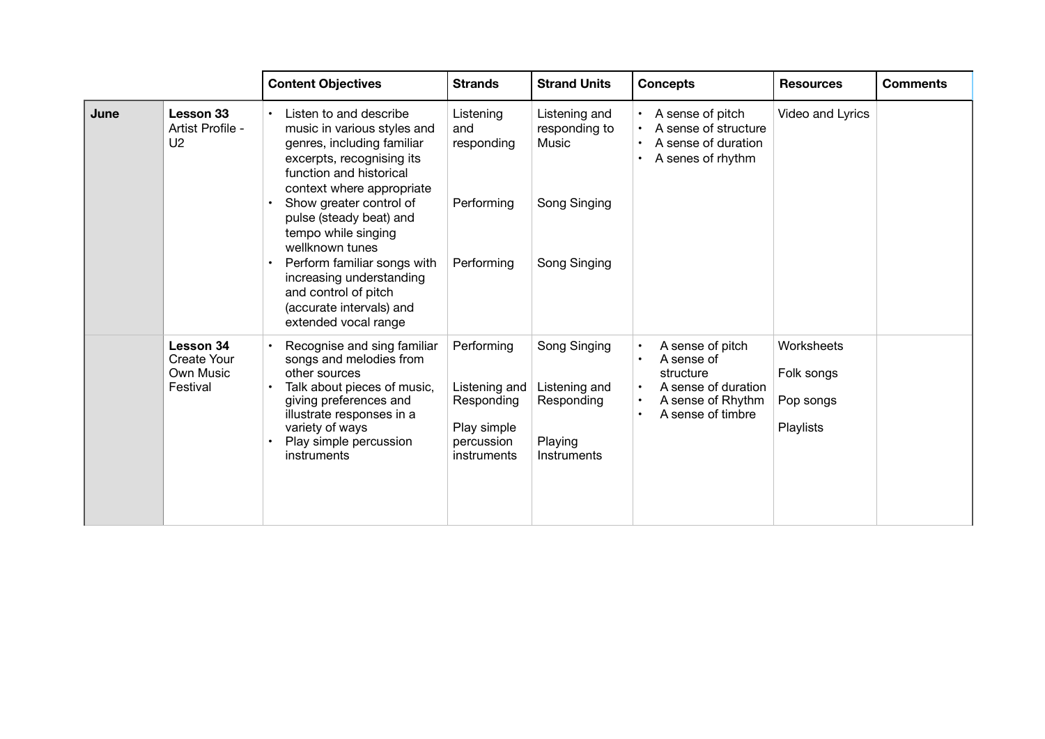| | | Content Objectives | Strands | Strand Units | Concepts | Resources | Comments |
|---|---|---|---|---|---|---|---|
| **June** | **Lesson 33** Artist Profile - U2 | • Listen to and describe music in various styles and genres, including familiar excerpts, recognising its function and historical context where appropriate<br>• Show greater control of pulse (steady beat) and tempo while singing wellknown tunes<br>• Perform familiar songs with increasing understanding and control of pitch (accurate intervals) and extended vocal range | Listening and responding<br><br>Performing<br><br>Performing | Listening and responding to Music<br><br>Song Singing<br><br>Song Singing | • A sense of pitch<br>• A sense of structure<br>• A sense of duration<br>• A senes of rhythm | Video and Lyrics | |
| | **Lesson 34** Create Your Own Music Festival | • Recognise and sing familiar songs and melodies from other sources<br>• Talk about pieces of music, giving preferences and illustrate responses in a variety of ways<br>• Play simple percussion instruments | Performing<br><br>Listening and Responding<br><br>Play simple percussion instruments | Song Singing<br><br>Listening and Responding<br><br>Playing Instruments | • A sense of pitch<br>• A sense of structure<br>• A sense of duration<br>• A sense of Rhythm<br>• A sense of timbre | Worksheets<br><br>Folk songs<br><br>Pop songs<br><br>Playlists | |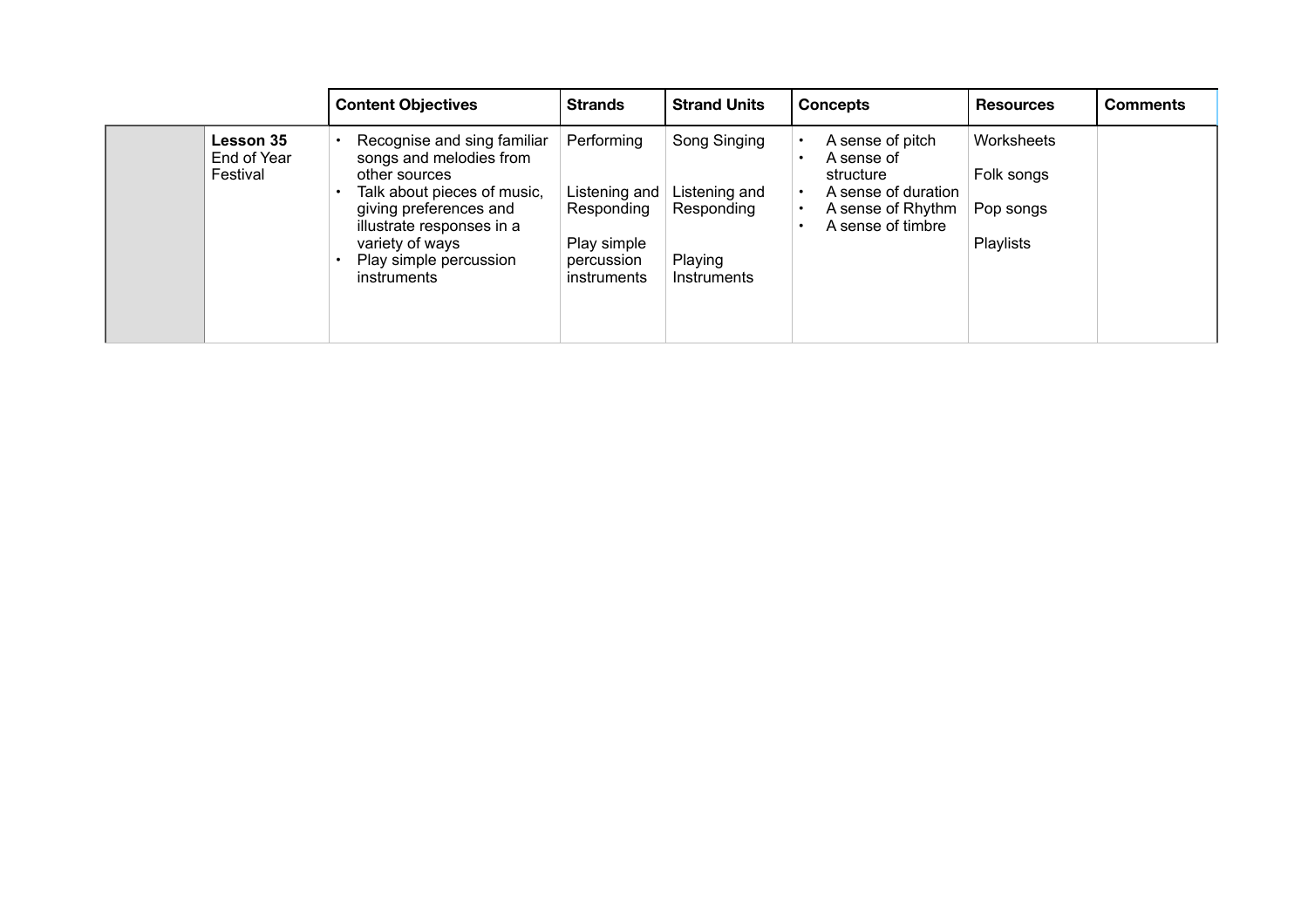| | | Content Objectives | Strands | Strand Units | Concepts | Resources | Comments |
|---|---|---|---|---|---|---|---|
| | **Lesson 35** End of Year Festival | • Recognise and sing familiar songs and melodies from other sources<br>• Talk about pieces of music, giving preferences and illustrate responses in a variety of ways<br>• Play simple percussion instruments | Performing<br><br>Listening and Responding<br><br>Play simple percussion instruments | Song Singing<br><br>Listening and Responding<br><br>Playing Instruments | • A sense of pitch<br>• A sense of structure<br>• A sense of duration<br>• A sense of Rhythm<br>• A sense of timbre | Worksheets<br><br>Folk songs<br><br>Pop songs<br><br>Playlists | |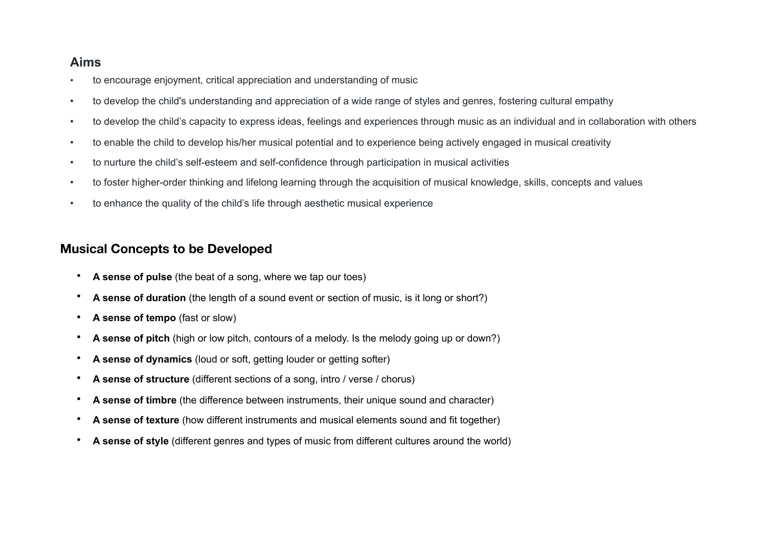## Aims

- to encourage enjoyment, critical appreciation and understanding of music
- to develop the child's understanding and appreciation of a wide range of styles and genres, fostering cultural empathy
- to develop the child's capacity to express ideas, feelings and experiences through music as an individual and in collaboration with others
- to enable the child to develop his/her musical potential and to experience being actively engaged in musical creativity
- to nurture the child's self-esteem and self-confidence through participation in musical activities
- to foster higher-order thinking and lifelong learning through the acquisition of musical knowledge, skills, concepts and values
- to enhance the quality of the child's life through aesthetic musical experience

## Musical Concepts to be Developed

- **A sense of pulse** (the beat of a song, where we tap our toes)
- **A sense of duration** (the length of a sound event or section of music, is it long or short?)
- **A sense of tempo** (fast or slow)
- **A sense of pitch** (high or low pitch, contours of a melody. Is the melody going up or down?)
- **A sense of dynamics** (loud or soft, getting louder or getting softer)
- **A sense of structure** (different sections of a song, intro / verse / chorus)
- **A sense of timbre** (the difference between instruments, their unique sound and character)
- **A sense of texture** (how different instruments and musical elements sound and fit together)
- **A sense of style** (different genres and types of music from different cultures around the world)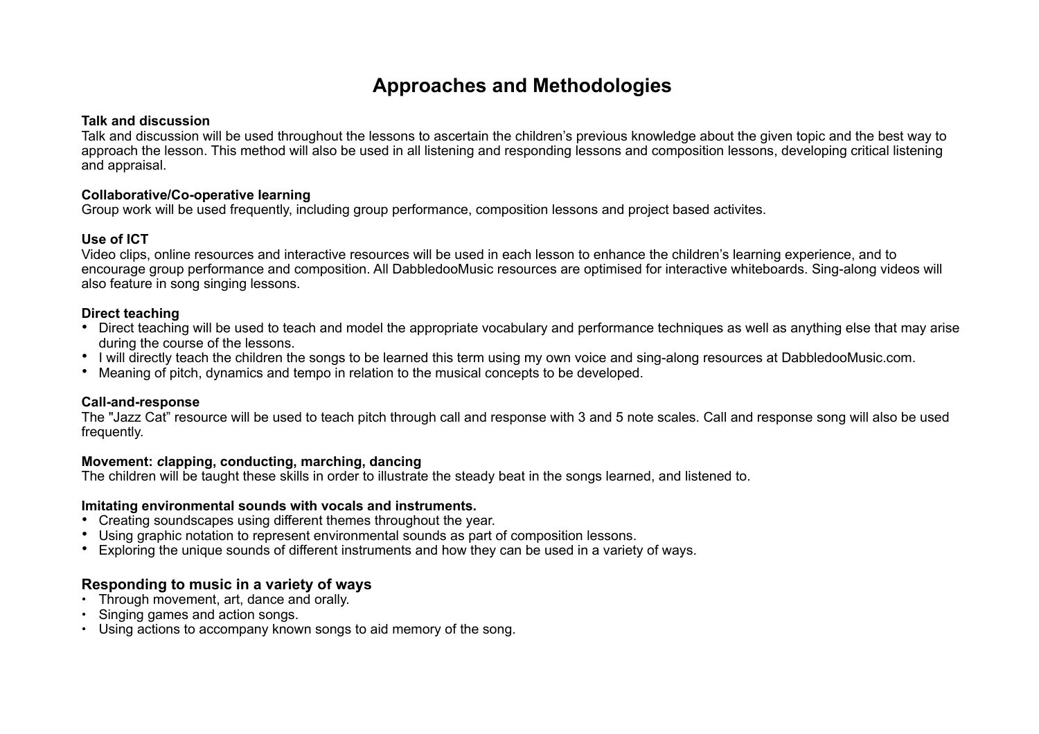# Approaches and Methodologies

**Talk and discussion**
Talk and discussion will be used throughout the lessons to ascertain the children's previous knowledge about the given topic and the best way to approach the lesson. This method will also be used in all listening and responding lessons and composition lessons, developing critical listening and appraisal.

**Collaborative/Co-operative learning**
Group work will be used frequently, including group performance, composition lessons and project based activites.

**Use of ICT**
Video clips, online resources and interactive resources will be used in each lesson to enhance the children's learning experience, and to encourage group performance and composition. All DabbledooMusic resources are optimised for interactive whiteboards. Sing-along videos will also feature in song singing lessons.

**Direct teaching**

- Direct teaching will be used to teach and model the appropriate vocabulary and performance techniques as well as anything else that may arise during the course of the lessons.
- I will directly teach the children the songs to be learned this term using my own voice and sing-along resources at DabbledooMusic.com.
- Meaning of pitch, dynamics and tempo in relation to the musical concepts to be developed.

**Call-and-response**
The "Jazz Cat" resource will be used to teach pitch through call and response with 3 and 5 note scales. Call and response song will also be used frequently.

**Movement: *c*lapping, conducting, marching, dancing**
The children will be taught these skills in order to illustrate the steady beat in the songs learned, and listened to.

**Imitating environmental sounds with vocals and instruments.**

- Creating soundscapes using different themes throughout the year.
- Using graphic notation to represent environmental sounds as part of composition lessons.
- Exploring the unique sounds of different instruments and how they can be used in a variety of ways.

## Responding to music in a variety of ways

- Through movement, art, dance and orally.
- Singing games and action songs.
- Using actions to accompany known songs to aid memory of the song.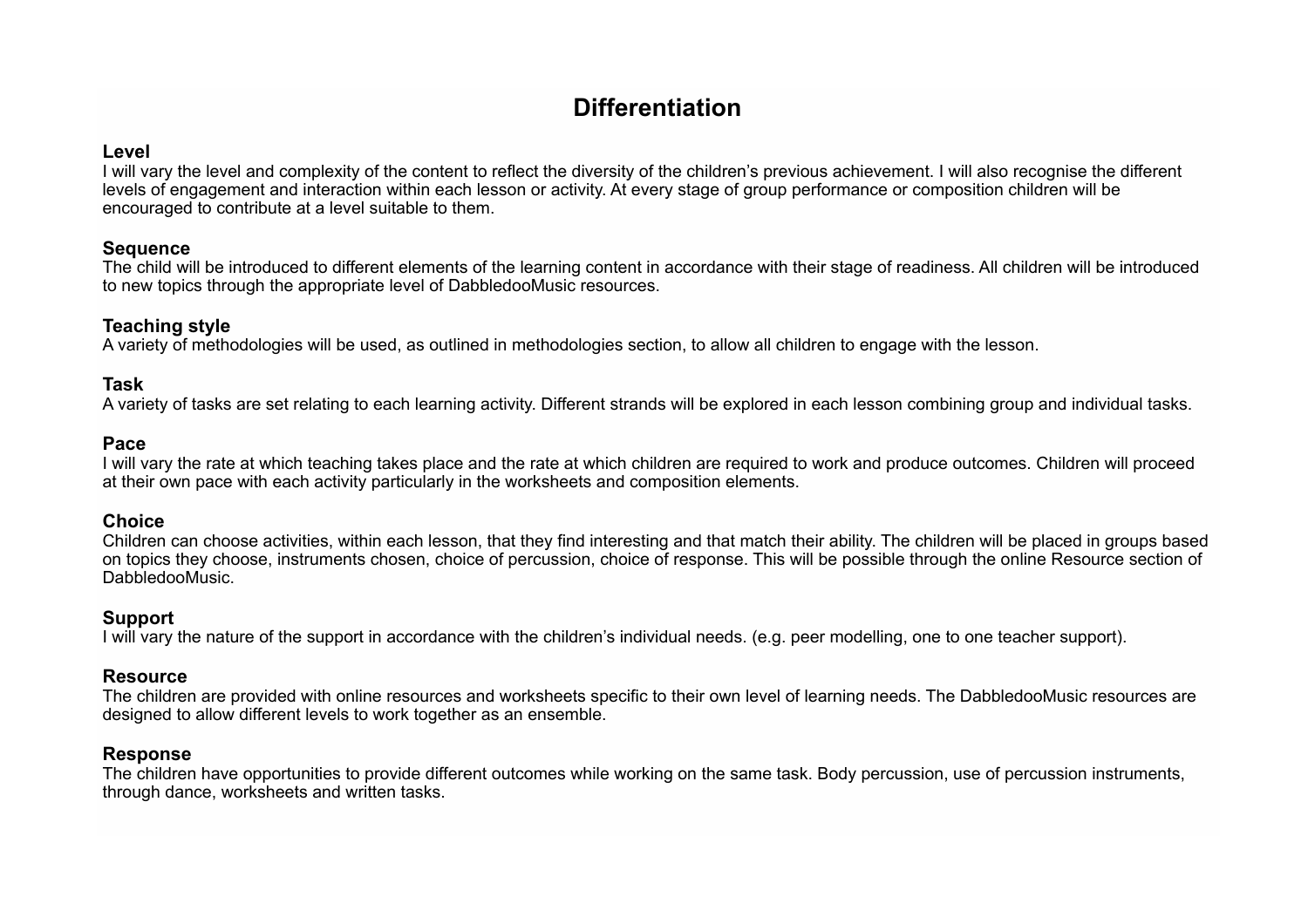# Differentiation

**Level**
I will vary the level and complexity of the content to reflect the diversity of the children's previous achievement. I will also recognise the different levels of engagement and interaction within each lesson or activity. At every stage of group performance or composition children will be encouraged to contribute at a level suitable to them.

**Sequence**
The child will be introduced to different elements of the learning content in accordance with their stage of readiness. All children will be introduced to new topics through the appropriate level of DabbledooMusic resources.

**Teaching style**
A variety of methodologies will be used, as outlined in methodologies section, to allow all children to engage with the lesson.

**Task**
A variety of tasks are set relating to each learning activity. Different strands will be explored in each lesson combining group and individual tasks.

**Pace**
I will vary the rate at which teaching takes place and the rate at which children are required to work and produce outcomes. Children will proceed at their own pace with each activity particularly in the worksheets and composition elements.

**Choice**
Children can choose activities, within each lesson, that they find interesting and that match their ability. The children will be placed in groups based on topics they choose, instruments chosen, choice of percussion, choice of response. This will be possible through the online Resource section of DabbledooMusic.

**Support**
I will vary the nature of the support in accordance with the children's individual needs. (e.g. peer modelling, one to one teacher support).

**Resource**
The children are provided with online resources and worksheets specific to their own level of learning needs. The DabbledooMusic resources are designed to allow different levels to work together as an ensemble.

**Response**
The children have opportunities to provide different outcomes while working on the same task. Body percussion, use of percussion instruments, through dance, worksheets and written tasks.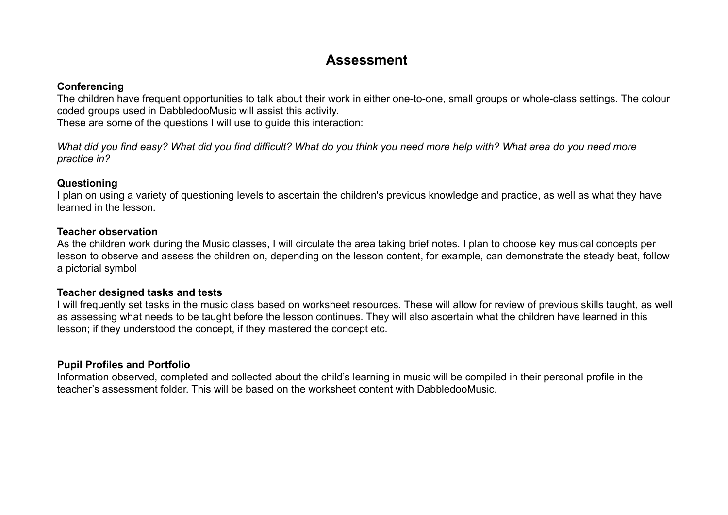# Assessment

**Conferencing**
The children have frequent opportunities to talk about their work in either one-to-one, small groups or whole-class settings. The colour coded groups used in DabbledooMusic will assist this activity.
These are some of the questions I will use to guide this interaction:

*What did you find easy? What did you find difficult? What do you think you need more help with? What area do you need more practice in?*

**Questioning**
I plan on using a variety of questioning levels to ascertain the children's previous knowledge and practice, as well as what they have learned in the lesson.

**Teacher observation**
As the children work during the Music classes, I will circulate the area taking brief notes. I plan to choose key musical concepts per lesson to observe and assess the children on, depending on the lesson content, for example, can demonstrate the steady beat, follow a pictorial symbol

**Teacher designed tasks and tests**
I will frequently set tasks in the music class based on worksheet resources. These will allow for review of previous skills taught, as well as assessing what needs to be taught before the lesson continues. They will also ascertain what the children have learned in this lesson; if they understood the concept, if they mastered the concept etc.

**Pupil Profiles and Portfolio**
Information observed, completed and collected about the child's learning in music will be compiled in their personal profile in the teacher's assessment folder. This will be based on the worksheet content with DabbledooMusic.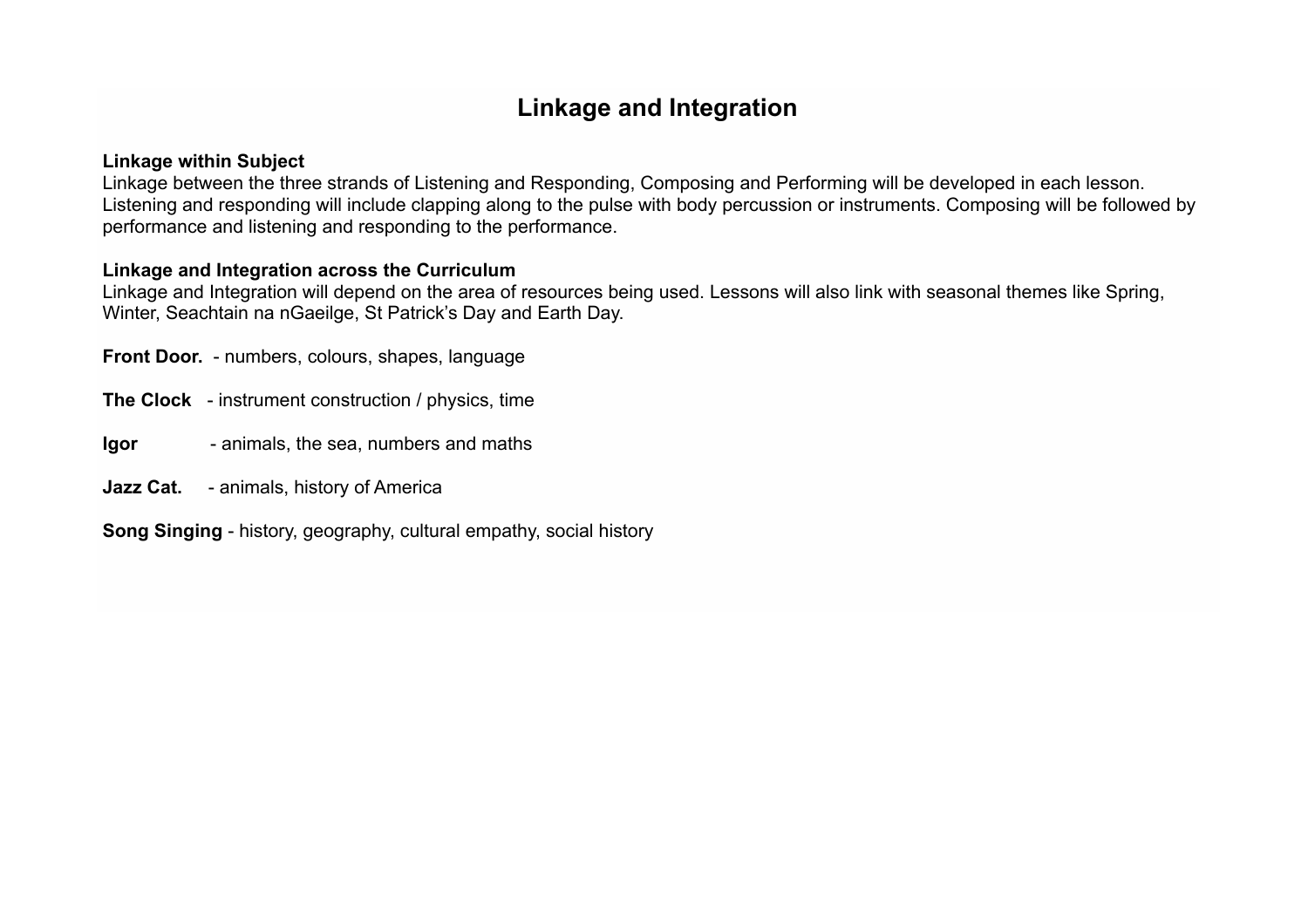# Linkage and Integration

**Linkage within Subject**
Linkage between the three strands of Listening and Responding, Composing and Performing will be developed in each lesson. Listening and responding will include clapping along to the pulse with body percussion or instruments. Composing will be followed by performance and listening and responding to the performance.

**Linkage and Integration across the Curriculum**
Linkage and Integration will depend on the area of resources being used. Lessons will also link with seasonal themes like Spring, Winter, Seachtain na nGaeilge, St Patrick's Day and Earth Day.

**Front Door.** - numbers, colours, shapes, language

**The Clock** - instrument construction / physics, time

**Igor** - animals, the sea, numbers and maths

**Jazz Cat.** - animals, history of America

**Song Singing** - history, geography, cultural empathy, social history